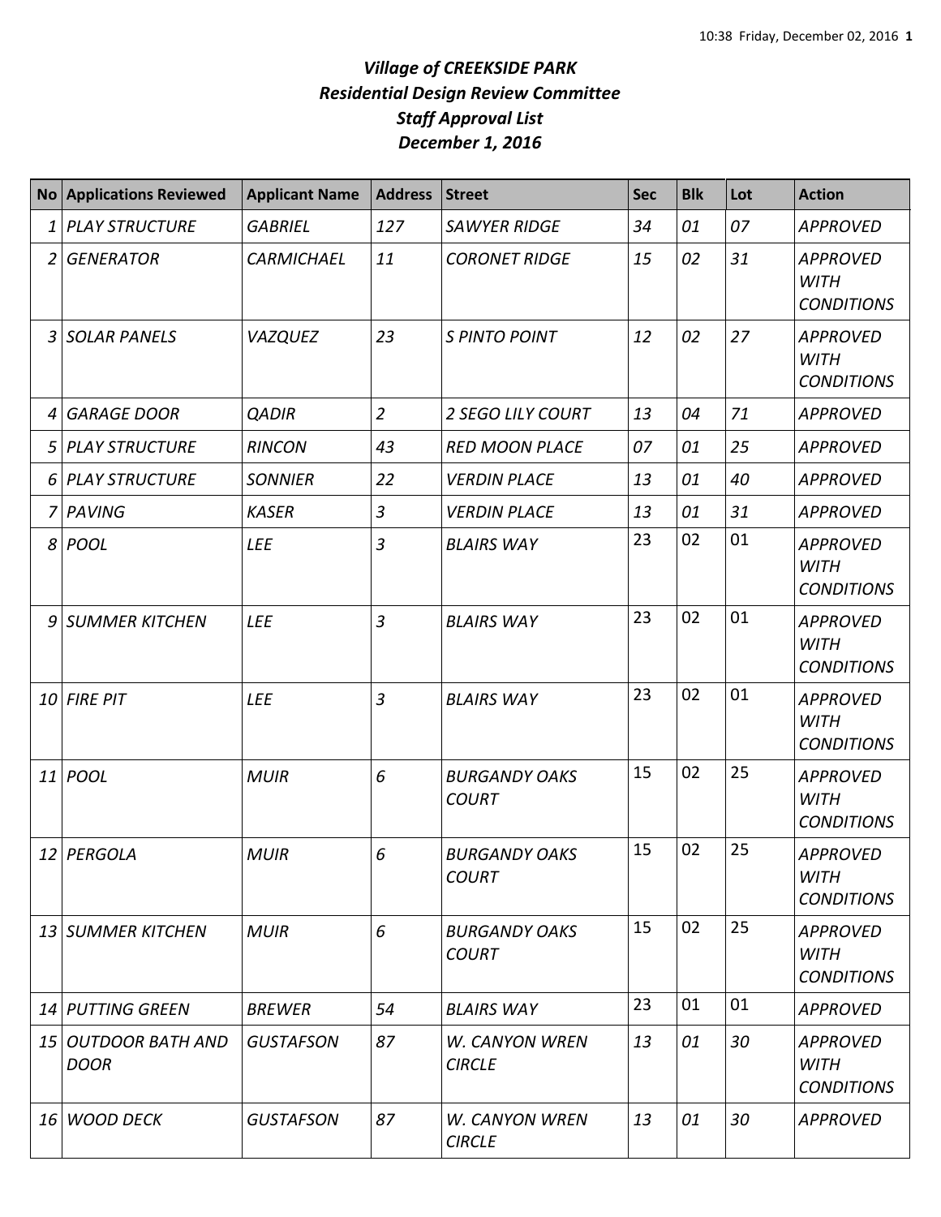# *Village of CREEKSIDE PARK*
# *Residential Design Review Committee*
# *Staff Approval List*
# *December 1, 2016*

| No | Applications Reviewed | Applicant Name | Address | Street | Sec | Blk | Lot | Action |
|---|---|---|---|---|---|---|---|---|
| 1 | PLAY STRUCTURE | GABRIEL | 127 | SAWYER RIDGE | 34 | 01 | 07 | APPROVED |
| 2 | GENERATOR | CARMICHAEL | 11 | CORONET RIDGE | 15 | 02 | 31 | APPROVED WITH CONDITIONS |
| 3 | SOLAR PANELS | VAZQUEZ | 23 | S PINTO POINT | 12 | 02 | 27 | APPROVED WITH CONDITIONS |
| 4 | GARAGE DOOR | QADIR | 2 | 2 SEGO LILY COURT | 13 | 04 | 71 | APPROVED |
| 5 | PLAY STRUCTURE | RINCON | 43 | RED MOON PLACE | 07 | 01 | 25 | APPROVED |
| 6 | PLAY STRUCTURE | SONNIER | 22 | VERDIN PLACE | 13 | 01 | 40 | APPROVED |
| 7 | PAVING | KASER | 3 | VERDIN PLACE | 13 | 01 | 31 | APPROVED |
| 8 | POOL | LEE | 3 | BLAIRS WAY | 23 | 02 | 01 | APPROVED WITH CONDITIONS |
| 9 | SUMMER KITCHEN | LEE | 3 | BLAIRS WAY | 23 | 02 | 01 | APPROVED WITH CONDITIONS |
| 10 | FIRE PIT | LEE | 3 | BLAIRS WAY | 23 | 02 | 01 | APPROVED WITH CONDITIONS |
| 11 | POOL | MUIR | 6 | BURGANDY OAKS COURT | 15 | 02 | 25 | APPROVED WITH CONDITIONS |
| 12 | PERGOLA | MUIR | 6 | BURGANDY OAKS COURT | 15 | 02 | 25 | APPROVED WITH CONDITIONS |
| 13 | SUMMER KITCHEN | MUIR | 6 | BURGANDY OAKS COURT | 15 | 02 | 25 | APPROVED WITH CONDITIONS |
| 14 | PUTTING GREEN | BREWER | 54 | BLAIRS WAY | 23 | 01 | 01 | APPROVED |
| 15 | OUTDOOR BATH AND DOOR | GUSTAFSON | 87 | W. CANYON WREN CIRCLE | 13 | 01 | 30 | APPROVED WITH CONDITIONS |
| 16 | WOOD DECK | GUSTAFSON | 87 | W. CANYON WREN CIRCLE | 13 | 01 | 30 | APPROVED |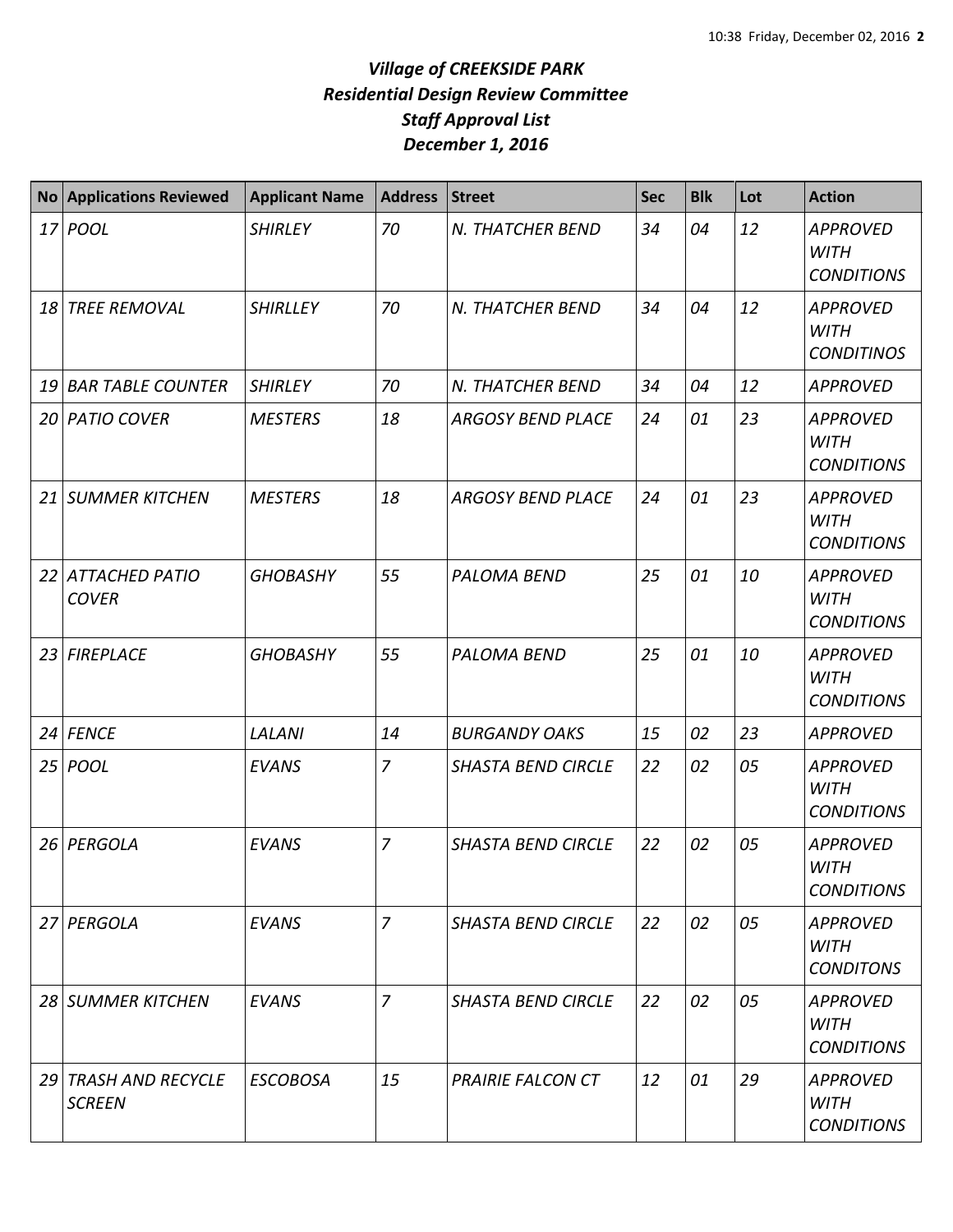# *Village of CREEKSIDE PARK*
## *Residential Design Review Committee*
## *Staff Approval List*
## *December 1, 2016*

| No | Applications Reviewed | Applicant Name | Address | Street | Sec | Blk | Lot | Action |
|---|---|---|---|---|---|---|---|---|
| *17* | *POOL* | *SHIRLEY* | *70* | *N. THATCHER BEND* | *34* | *04* | *12* | *APPROVED WITH CONDITIONS* |
| *18* | *TREE REMOVAL* | *SHIRLLEY* | *70* | *N. THATCHER BEND* | *34* | *04* | *12* | *APPROVED WITH CONDITINOS* |
| *19* | *BAR TABLE COUNTER* | *SHIRLEY* | *70* | *N. THATCHER BEND* | *34* | *04* | *12* | *APPROVED* |
| *20* | *PATIO COVER* | *MESTERS* | *18* | *ARGOSY BEND PLACE* | *24* | *01* | *23* | *APPROVED WITH CONDITIONS* |
| *21* | *SUMMER KITCHEN* | *MESTERS* | *18* | *ARGOSY BEND PLACE* | *24* | *01* | *23* | *APPROVED WITH CONDITIONS* |
| *22* | *ATTACHED PATIO COVER* | *GHOBASHY* | *55* | *PALOMA BEND* | *25* | *01* | *10* | *APPROVED WITH CONDITIONS* |
| *23* | *FIREPLACE* | *GHOBASHY* | *55* | *PALOMA BEND* | *25* | *01* | *10* | *APPROVED WITH CONDITIONS* |
| *24* | *FENCE* | *LALANI* | *14* | *BURGANDY OAKS* | *15* | *02* | *23* | *APPROVED* |
| *25* | *POOL* | *EVANS* | *7* | *SHASTA BEND CIRCLE* | *22* | *02* | *05* | *APPROVED WITH CONDITIONS* |
| *26* | *PERGOLA* | *EVANS* | *7* | *SHASTA BEND CIRCLE* | *22* | *02* | *05* | *APPROVED WITH CONDITIONS* |
| *27* | *PERGOLA* | *EVANS* | *7* | *SHASTA BEND CIRCLE* | *22* | *02* | *05* | *APPROVED WITH CONDITONS* |
| *28* | *SUMMER KITCHEN* | *EVANS* | *7* | *SHASTA BEND CIRCLE* | *22* | *02* | *05* | *APPROVED WITH CONDITIONS* |
| *29* | *TRASH AND RECYCLE SCREEN* | *ESCOBOSA* | *15* | *PRAIRIE FALCON CT* | *12* | *01* | *29* | *APPROVED WITH CONDITIONS* |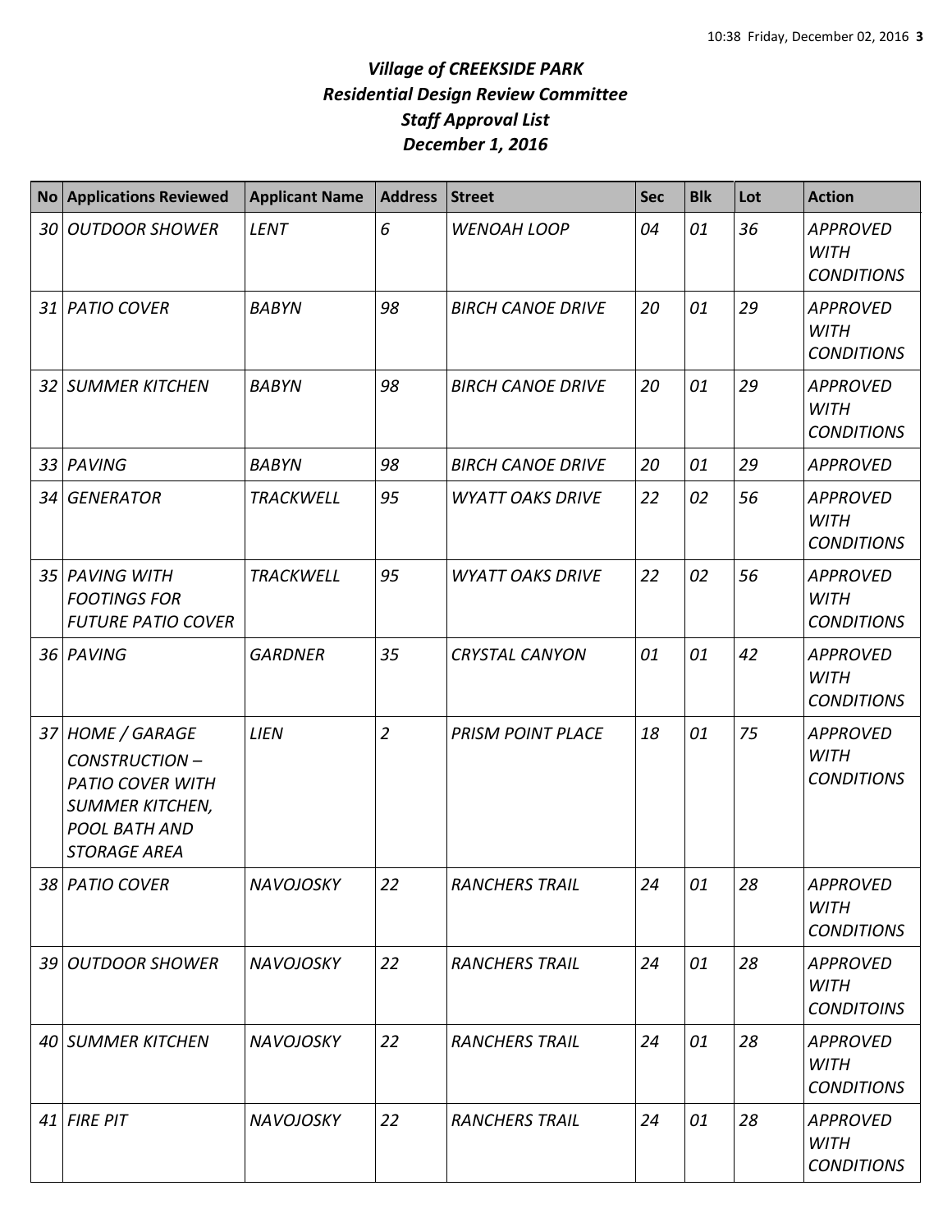# *Village of CREEKSIDE PARK*
## *Residential Design Review Committee*
## *Staff Approval List*
## *December 1, 2016*

| No | Applications Reviewed | Applicant Name | Address | Street | Sec | Blk | Lot | Action |
|---|---|---|---|---|---|---|---|---|
| *30* | *OUTDOOR SHOWER* | *LENT* | *6* | *WENOAH LOOP* | *04* | *01* | *36* | *APPROVED WITH CONDITIONS* |
| *31* | *PATIO COVER* | *BABYN* | *98* | *BIRCH CANOE DRIVE* | *20* | *01* | *29* | *APPROVED WITH CONDITIONS* |
| *32* | *SUMMER KITCHEN* | *BABYN* | *98* | *BIRCH CANOE DRIVE* | *20* | *01* | *29* | *APPROVED WITH CONDITIONS* |
| *33* | *PAVING* | *BABYN* | *98* | *BIRCH CANOE DRIVE* | *20* | *01* | *29* | *APPROVED* |
| *34* | *GENERATOR* | *TRACKWELL* | *95* | *WYATT OAKS DRIVE* | *22* | *02* | *56* | *APPROVED WITH CONDITIONS* |
| *35* | *PAVING WITH FOOTINGS FOR FUTURE PATIO COVER* | *TRACKWELL* | *95* | *WYATT OAKS DRIVE* | *22* | *02* | *56* | *APPROVED WITH CONDITIONS* |
| *36* | *PAVING* | *GARDNER* | *35* | *CRYSTAL CANYON* | *01* | *01* | *42* | *APPROVED WITH CONDITIONS* |
| *37* | *HOME / GARAGE CONSTRUCTION – PATIO COVER WITH SUMMER KITCHEN, POOL BATH AND STORAGE AREA* | *LIEN* | *2* | *PRISM POINT PLACE* | *18* | *01* | *75* | *APPROVED WITH CONDITIONS* |
| *38* | *PATIO COVER* | *NAVOJOSKY* | *22* | *RANCHERS TRAIL* | *24* | *01* | *28* | *APPROVED WITH CONDITIONS* |
| *39* | *OUTDOOR SHOWER* | *NAVOJOSKY* | *22* | *RANCHERS TRAIL* | *24* | *01* | *28* | *APPROVED WITH CONDITOINS* |
| *40* | *SUMMER KITCHEN* | *NAVOJOSKY* | *22* | *RANCHERS TRAIL* | *24* | *01* | *28* | *APPROVED WITH CONDITIONS* |
| *41* | *FIRE PIT* | *NAVOJOSKY* | *22* | *RANCHERS TRAIL* | *24* | *01* | *28* | *APPROVED WITH CONDITIONS* |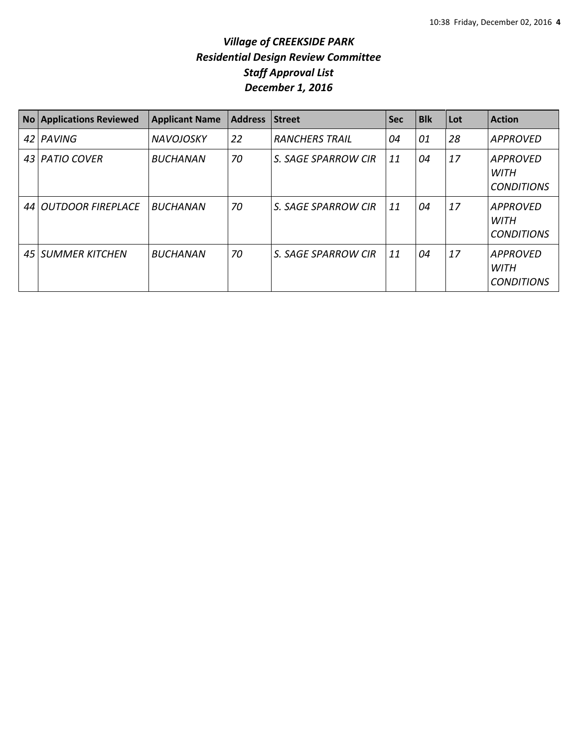# *Village of CREEKSIDE PARK*
## *Residential Design Review Committee*
## *Staff Approval List*
## *December 1, 2016*

| No | Applications Reviewed | Applicant Name | Address | Street | Sec | Blk | Lot | Action |
|---|---|---|---|---|---|---|---|---|
| 42 | PAVING | NAVOJOSKY | 22 | RANCHERS TRAIL | 04 | 01 | 28 | APPROVED |
| 43 | PATIO COVER | BUCHANAN | 70 | S. SAGE SPARROW CIR | 11 | 04 | 17 | APPROVED WITH CONDITIONS |
| 44 | OUTDOOR FIREPLACE | BUCHANAN | 70 | S. SAGE SPARROW CIR | 11 | 04 | 17 | APPROVED WITH CONDITIONS |
| 45 | SUMMER KITCHEN | BUCHANAN | 70 | S. SAGE SPARROW CIR | 11 | 04 | 17 | APPROVED WITH CONDITIONS |